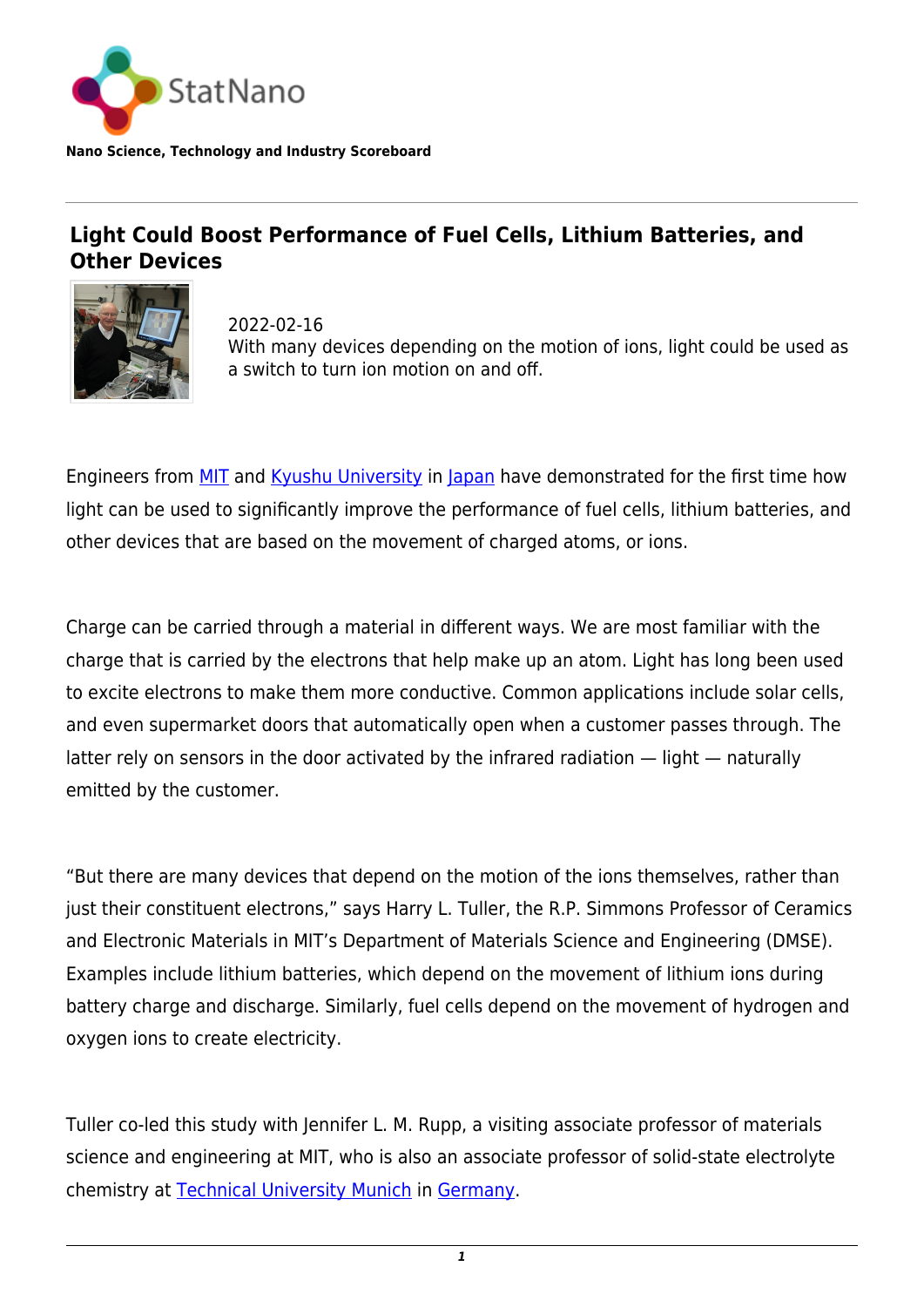StatNano

**Nano Science, Technology and Industry Scoreboard**

# Light Could Boost Performance of Fuel Cells, Lithium Batteries, and Other Devices

2022-02-16
With many devices depending on the motion of ions, light could be used as a switch to turn ion motion on and off.

Engineers from MIT and Kyushu University in Japan have demonstrated for the first time how light can be used to significantly improve the performance of fuel cells, lithium batteries, and other devices that are based on the movement of charged atoms, or ions.

Charge can be carried through a material in different ways. We are most familiar with the charge that is carried by the electrons that help make up an atom. Light has long been used to excite electrons to make them more conductive. Common applications include solar cells, and even supermarket doors that automatically open when a customer passes through. The latter rely on sensors in the door activated by the infrared radiation — light — naturally emitted by the customer.

"But there are many devices that depend on the motion of the ions themselves, rather than just their constituent electrons," says Harry L. Tuller, the R.P. Simmons Professor of Ceramics and Electronic Materials in MIT's Department of Materials Science and Engineering (DMSE). Examples include lithium batteries, which depend on the movement of lithium ions during battery charge and discharge. Similarly, fuel cells depend on the movement of hydrogen and oxygen ions to create electricity.

Tuller co-led this study with Jennifer L. M. Rupp, a visiting associate professor of materials science and engineering at MIT, who is also an associate professor of solid-state electrolyte chemistry at Technical University Munich in Germany.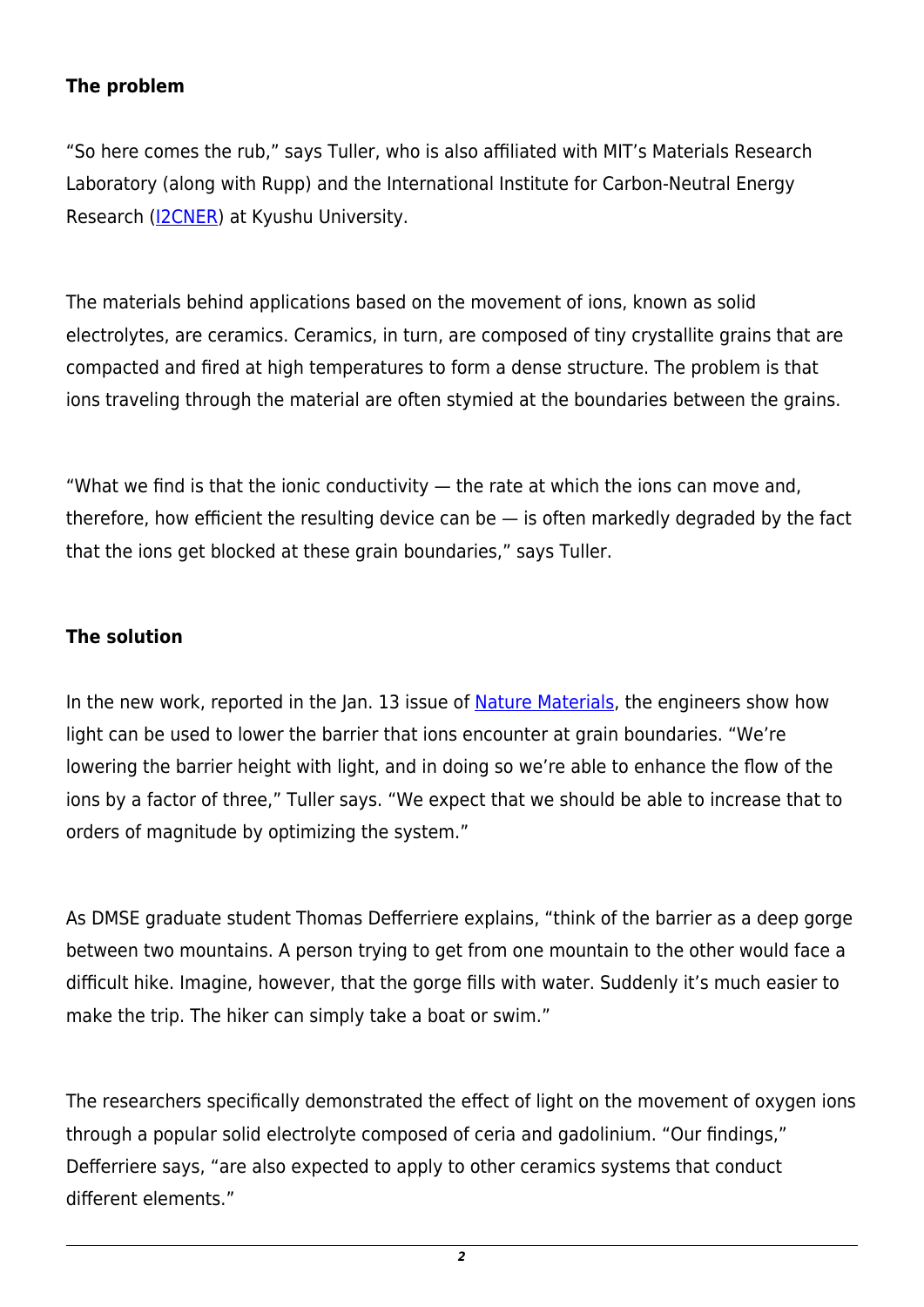**The problem**

"So here comes the rub," says Tuller, who is also affiliated with MIT's Materials Research Laboratory (along with Rupp) and the International Institute for Carbon-Neutral Energy Research (I2CNER) at Kyushu University.

The materials behind applications based on the movement of ions, known as solid electrolytes, are ceramics. Ceramics, in turn, are composed of tiny crystallite grains that are compacted and fired at high temperatures to form a dense structure. The problem is that ions traveling through the material are often stymied at the boundaries between the grains.

"What we find is that the ionic conductivity — the rate at which the ions can move and, therefore, how efficient the resulting device can be — is often markedly degraded by the fact that the ions get blocked at these grain boundaries," says Tuller.

**The solution**

In the new work, reported in the Jan. 13 issue of Nature Materials, the engineers show how light can be used to lower the barrier that ions encounter at grain boundaries. "We're lowering the barrier height with light, and in doing so we're able to enhance the flow of the ions by a factor of three," Tuller says. "We expect that we should be able to increase that to orders of magnitude by optimizing the system."

As DMSE graduate student Thomas Defferriere explains, "think of the barrier as a deep gorge between two mountains. A person trying to get from one mountain to the other would face a difficult hike. Imagine, however, that the gorge fills with water. Suddenly it's much easier to make the trip. The hiker can simply take a boat or swim."

The researchers specifically demonstrated the effect of light on the movement of oxygen ions through a popular solid electrolyte composed of ceria and gadolinium. "Our findings," Defferriere says, "are also expected to apply to other ceramics systems that conduct different elements."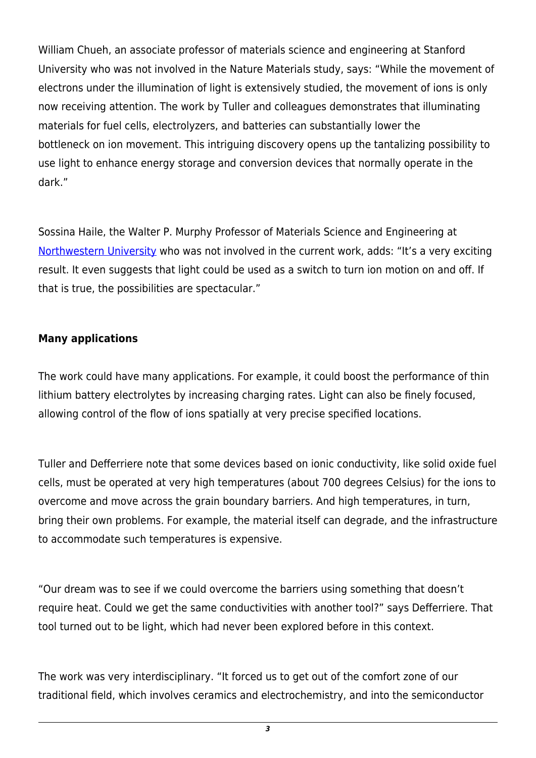William Chueh, an associate professor of materials science and engineering at Stanford University who was not involved in the Nature Materials study, says: "While the movement of electrons under the illumination of light is extensively studied, the movement of ions is only now receiving attention. The work by Tuller and colleagues demonstrates that illuminating materials for fuel cells, electrolyzers, and batteries can substantially lower the bottleneck on ion movement. This intriguing discovery opens up the tantalizing possibility to use light to enhance energy storage and conversion devices that normally operate in the dark."

Sossina Haile, the Walter P. Murphy Professor of Materials Science and Engineering at Northwestern University who was not involved in the current work, adds: "It's a very exciting result. It even suggests that light could be used as a switch to turn ion motion on and off. If that is true, the possibilities are spectacular."

**Many applications**

The work could have many applications. For example, it could boost the performance of thin lithium battery electrolytes by increasing charging rates. Light can also be finely focused, allowing control of the flow of ions spatially at very precise specified locations.

Tuller and Defferriere note that some devices based on ionic conductivity, like solid oxide fuel cells, must be operated at very high temperatures (about 700 degrees Celsius) for the ions to overcome and move across the grain boundary barriers. And high temperatures, in turn, bring their own problems. For example, the material itself can degrade, and the infrastructure to accommodate such temperatures is expensive.

"Our dream was to see if we could overcome the barriers using something that doesn't require heat. Could we get the same conductivities with another tool?" says Defferriere. That tool turned out to be light, which had never been explored before in this context.

The work was very interdisciplinary. "It forced us to get out of the comfort zone of our traditional field, which involves ceramics and electrochemistry, and into the semiconductor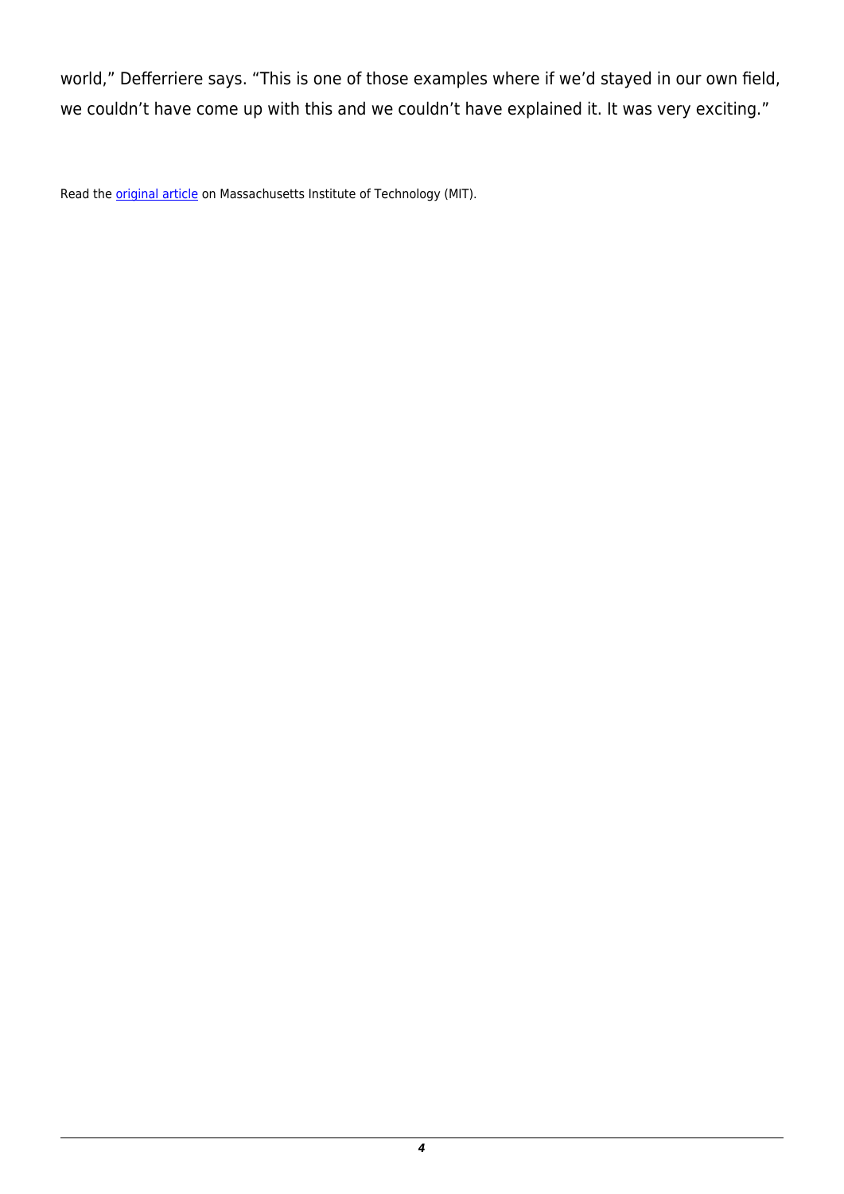world," Defferriere says. "This is one of those examples where if we'd stayed in our own field, we couldn't have come up with this and we couldn't have explained it. It was very exciting."

Read the original article on Massachusetts Institute of Technology (MIT).